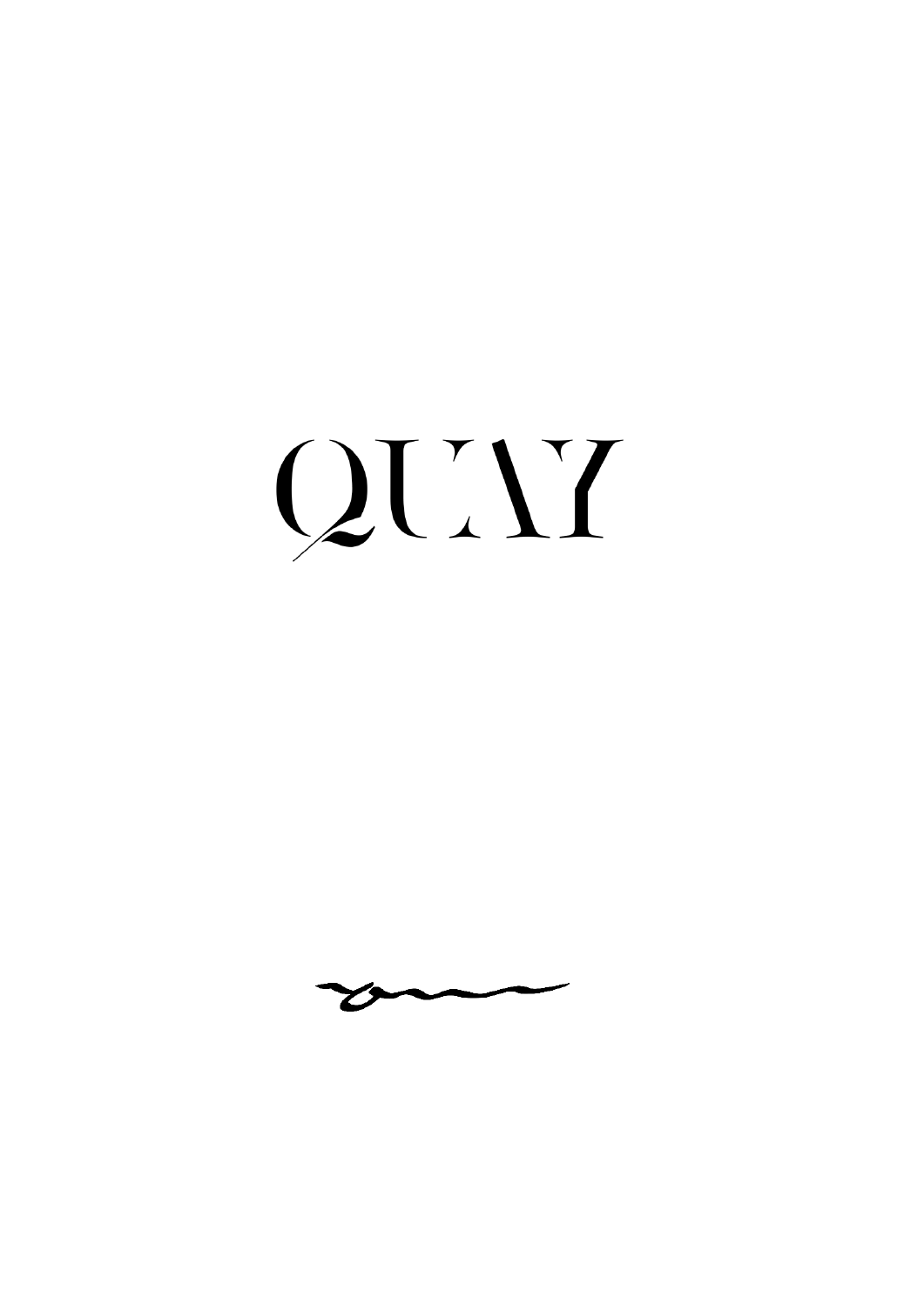# QUAY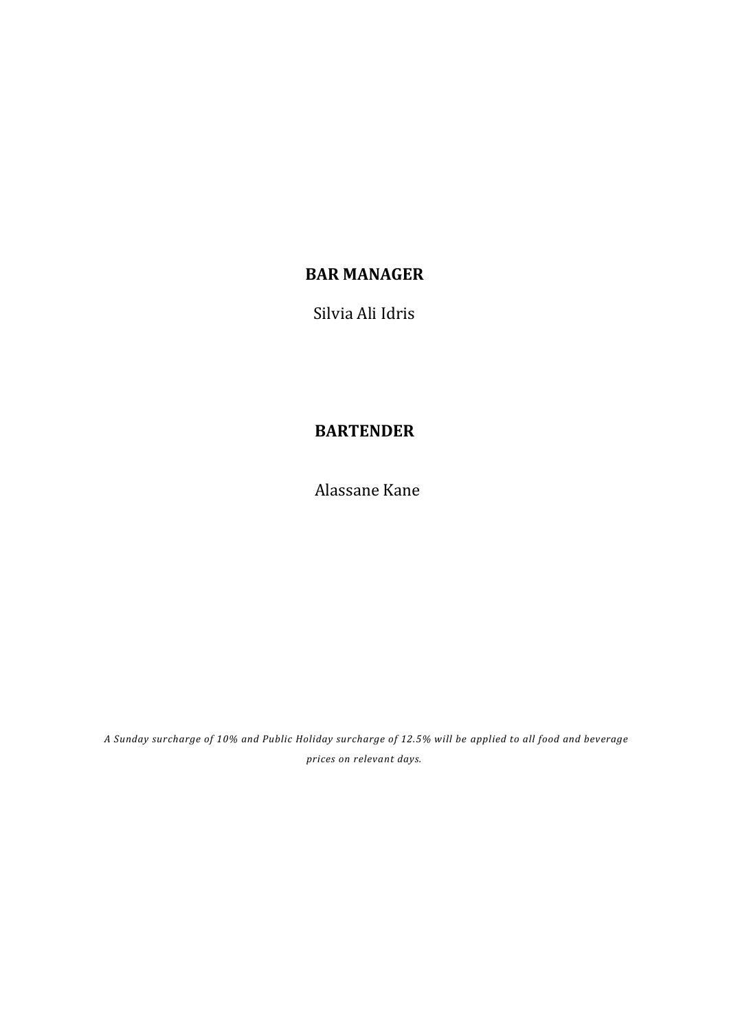**BAR MANAGER**

Silvia Ali Idris

**BARTENDER**

Alassane Kane

*A Sunday surcharge of 10% and Public Holiday surcharge of 12.5% will be applied to all food and beverage prices on relevant days.*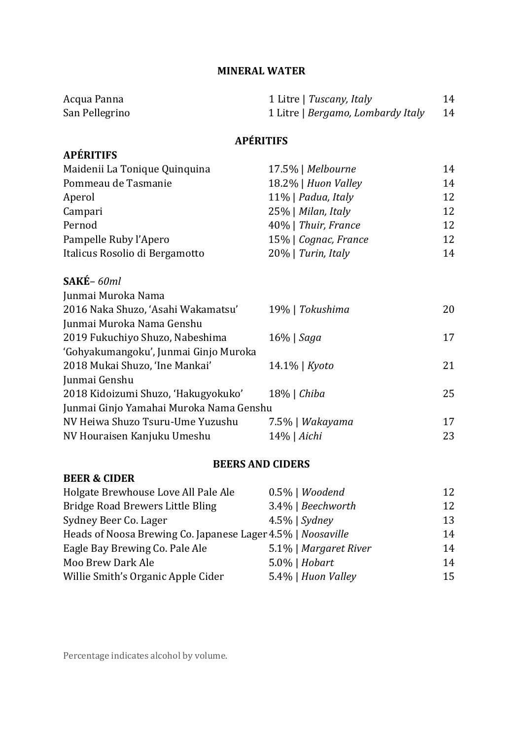## MINERAL WATER

| | | |
|---|---|---|
| Acqua Panna | 1 Litre \| *Tuscany, Italy* | 14 |
| San Pellegrino | 1 Litre \| *Bergamo, Lombardy Italy* | 14 |

## APÉRITIFS

### APÉRITIFS

| | | |
|---|---|---|
| Maidenii La Tonique Quinquina | 17.5% \| *Melbourne* | 14 |
| Pommeau de Tasmanie | 18.2% \| *Huon Valley* | 14 |
| Aperol | 11% \| *Padua, Italy* | 12 |
| Campari | 25% \| *Milan, Italy* | 12 |
| Pernod | 40% \| *Thuir, France* | 12 |
| Pampelle Ruby l'Apero | 15% \| *Cognac, France* | 12 |
| Italicus Rosolio di Bergamotto | 20% \| *Turin, Italy* | 14 |

### SAKÉ– *60ml*

| | | |
|---|---|---|
| Junmai Muroka Nama<br>2016 Naka Shuzo, 'Asahi Wakamatsu' | 19% \| *Tokushima* | 20 |
| Junmai Muroka Nama Genshu<br>2019 Fukuchiyo Shuzo, Nabeshima | 16% \| *Saga* | 17 |
| 'Gohyakumangoku', Junmai Ginjo Muroka<br>2018 Mukai Shuzo, 'Ine Mankai' | 14.1% \| *Kyoto* | 21 |
| Junmai Genshu<br>2018 Kidoizumi Shuzo, 'Hakugyokuko' | 18% \| *Chiba* | 25 |
| Junmai Ginjo Yamahai Muroka Nama Genshu<br>NV Heiwa Shuzo Tsuru-Ume Yuzushu | 7.5% \| *Wakayama* | 17 |
| NV Houraisen Kanjuku Umeshu | 14% \| *Aichi* | 23 |

## BEERS AND CIDERS

### BEER & CIDER

| | | |
|---|---|---|
| Holgate Brewhouse Love All Pale Ale | 0.5% \| *Woodend* | 12 |
| Bridge Road Brewers Little Bling | 3.4% \| *Beechworth* | 12 |
| Sydney Beer Co. Lager | 4.5% \| *Sydney* | 13 |
| Heads of Noosa Brewing Co. Japanese Lager | 4.5% \| *Noosaville* | 14 |
| Eagle Bay Brewing Co. Pale Ale | 5.1% \| *Margaret River* | 14 |
| Moo Brew Dark Ale | 5.0% \| *Hobart* | 14 |
| Willie Smith's Organic Apple Cider | 5.4% \| *Huon Valley* | 15 |

Percentage indicates alcohol by volume.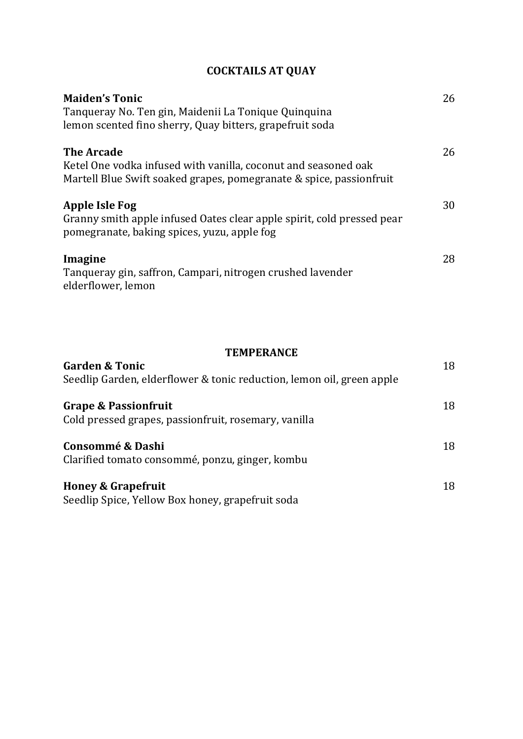## COCKTAILS AT QUAY

**Maiden's Tonic** 26
Tanqueray No. Ten gin, Maidenii La Tonique Quinquina
lemon scented fino sherry, Quay bitters, grapefruit soda

**The Arcade** 26
Ketel One vodka infused with vanilla, coconut and seasoned oak
Martell Blue Swift soaked grapes, pomegranate & spice, passionfruit

**Apple Isle Fog** 30
Granny smith apple infused Oates clear apple spirit, cold pressed pear
pomegranate, baking spices, yuzu, apple fog

**Imagine** 28
Tanqueray gin, saffron, Campari, nitrogen crushed lavender
elderflower, lemon

## TEMPERANCE

**Garden & Tonic** 18
Seedlip Garden, elderflower & tonic reduction, lemon oil, green apple

**Grape & Passionfruit** 18
Cold pressed grapes, passionfruit, rosemary, vanilla

**Consommé & Dashi** 18
Clarified tomato consommé, ponzu, ginger, kombu

**Honey & Grapefruit** 18
Seedlip Spice, Yellow Box honey, grapefruit soda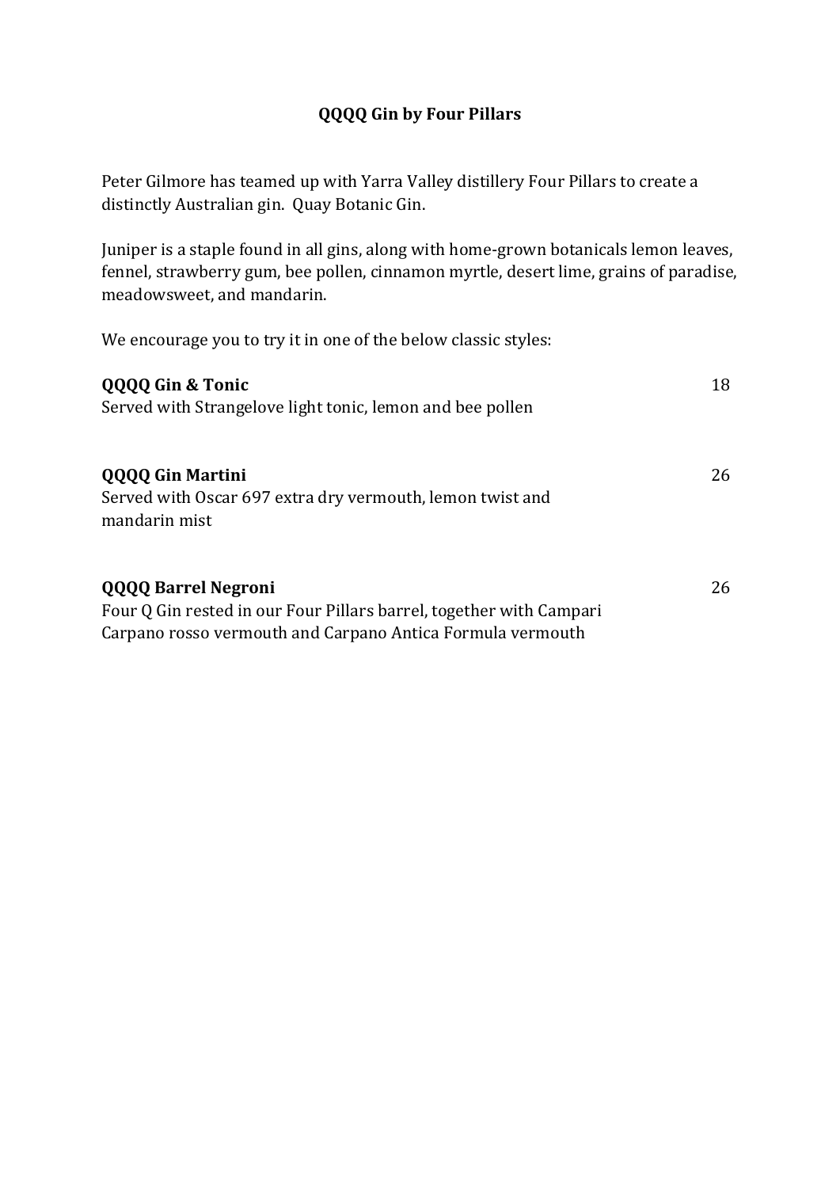## QQQQ Gin by Four Pillars

Peter Gilmore has teamed up with Yarra Valley distillery Four Pillars to create a distinctly Australian gin. Quay Botanic Gin.

Juniper is a staple found in all gins, along with home-grown botanicals lemon leaves, fennel, strawberry gum, bee pollen, cinnamon myrtle, desert lime, grains of paradise, meadowsweet, and mandarin.

We encourage you to try it in one of the below classic styles:

**QQQQ Gin & Tonic** 18
Served with Strangelove light tonic, lemon and bee pollen

**QQQQ Gin Martini** 26
Served with Oscar 697 extra dry vermouth, lemon twist and mandarin mist

**QQQQ Barrel Negroni** 26
Four Q Gin rested in our Four Pillars barrel, together with Campari Carpano rosso vermouth and Carpano Antica Formula vermouth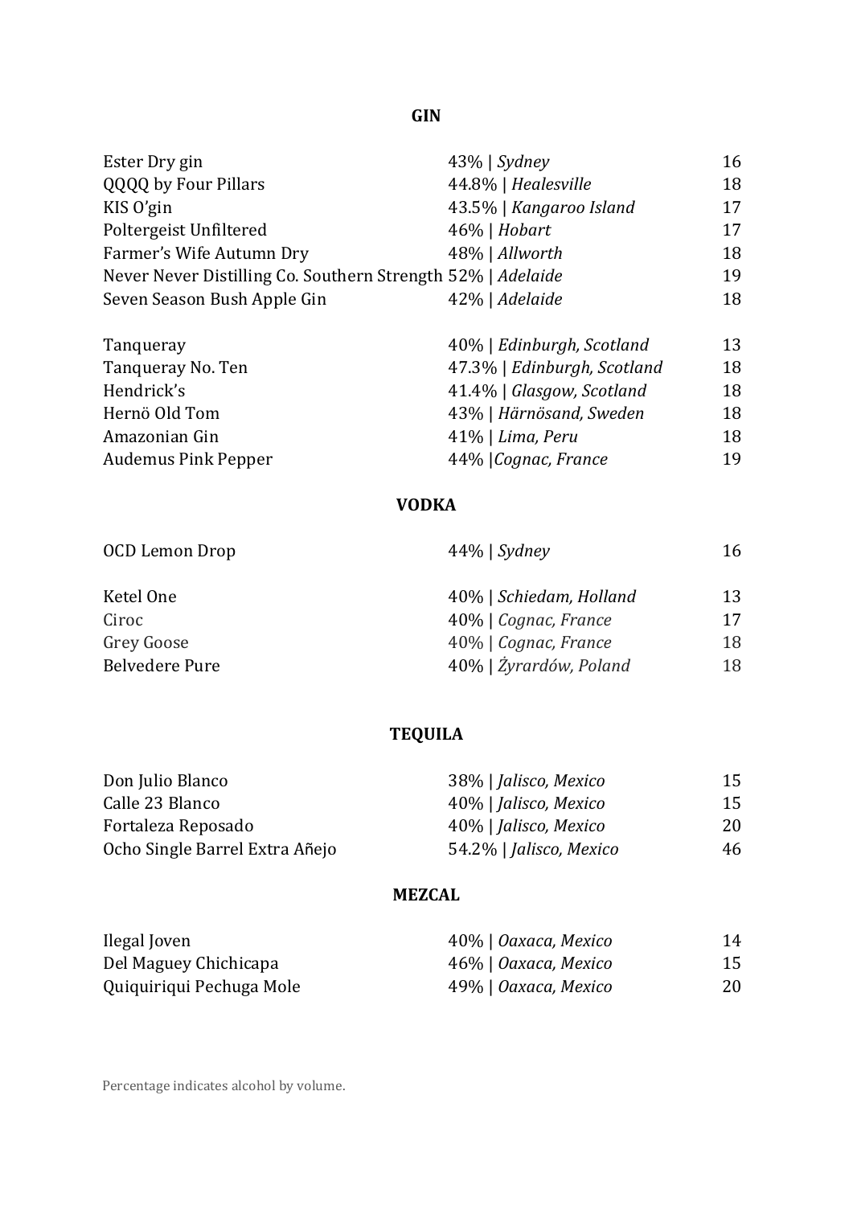## GIN

| | | |
|---|---|---|
| Ester Dry gin | 43% \| *Sydney* | 16 |
| QQQQ by Four Pillars | 44.8% \| *Healesville* | 18 |
| KIS O'gin | 43.5% \| *Kangaroo Island* | 17 |
| Poltergeist Unfiltered | 46% \| *Hobart* | 17 |
| Farmer's Wife Autumn Dry | 48% \| *Allworth* | 18 |
| Never Never Distilling Co. Southern Strength | 52% \| *Adelaide* | 19 |
| Seven Season Bush Apple Gin | 42% \| *Adelaide* | 18 |
| | | |
| Tanqueray | 40% \| *Edinburgh, Scotland* | 13 |
| Tanqueray No. Ten | 47.3% \| *Edinburgh, Scotland* | 18 |
| Hendrick's | 41.4% \| *Glasgow, Scotland* | 18 |
| Hernö Old Tom | 43% \| *Härnösand, Sweden* | 18 |
| Amazonian Gin | 41% \| *Lima, Peru* | 18 |
| Audemus Pink Pepper | 44% \|*Cognac, France* | 19 |

## VODKA

| | | |
|---|---|---|
| OCD Lemon Drop | 44% \| *Sydney* | 16 |
| | | |
| Ketel One | 40% \| *Schiedam, Holland* | 13 |
| Ciroc | 40% \| *Cognac, France* | 17 |
| Grey Goose | 40% \| *Cognac, France* | 18 |
| Belvedere Pure | 40% \| *Żyrardów, Poland* | 18 |

## TEQUILA

| | | |
|---|---|---|
| Don Julio Blanco | 38% \| *Jalisco, Mexico* | 15 |
| Calle 23 Blanco | 40% \| *Jalisco, Mexico* | 15 |
| Fortaleza Reposado | 40% \| *Jalisco, Mexico* | 20 |
| Ocho Single Barrel Extra Añejo | 54.2% \| *Jalisco, Mexico* | 46 |

## MEZCAL

| | | |
|---|---|---|
| Ilegal Joven | 40% \| *Oaxaca, Mexico* | 14 |
| Del Maguey Chichicapa | 46% \| *Oaxaca, Mexico* | 15 |
| Quiquiriqui Pechuga Mole | 49% \| *Oaxaca, Mexico* | 20 |

Percentage indicates alcohol by volume.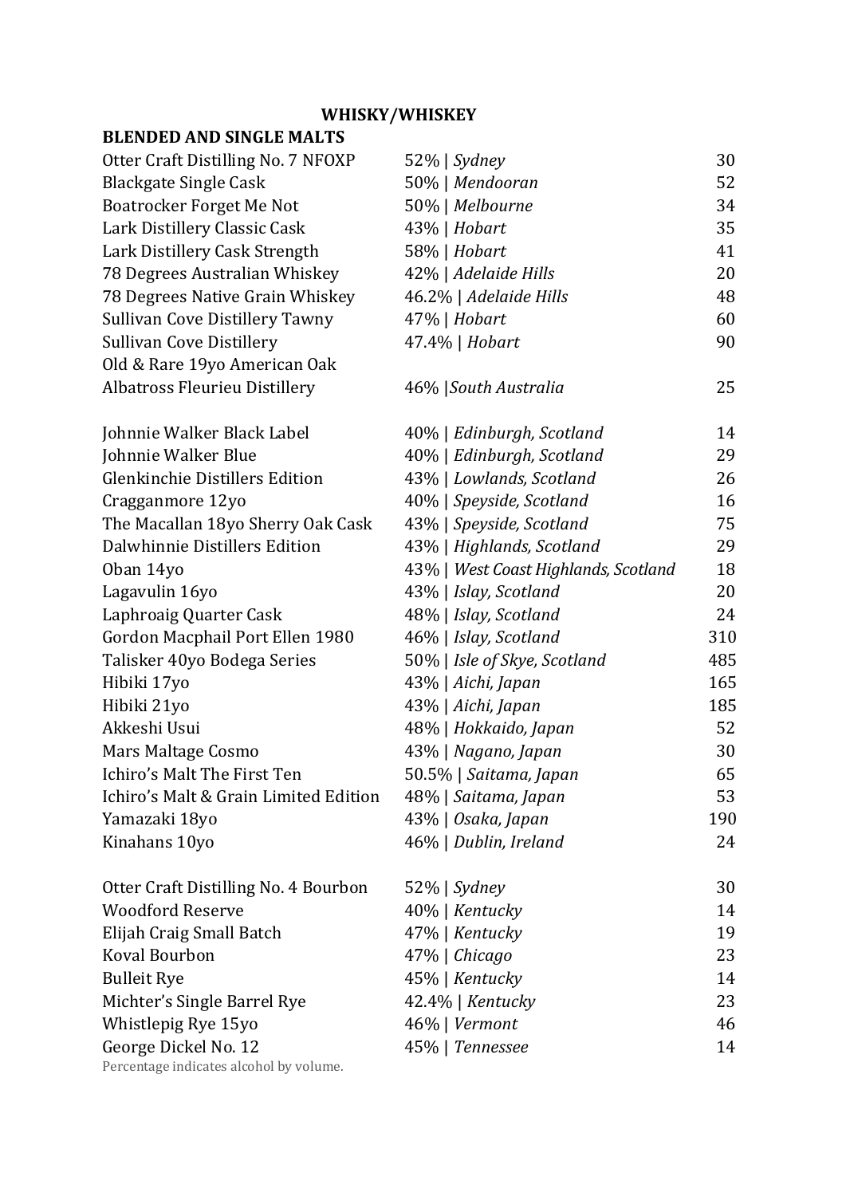# WHISKY/WHISKEY

## BLENDED AND SINGLE MALTS

| | | |
|---|---|---|
| Otter Craft Distilling No. 7 NFOXP | 52% \| *Sydney* | 30 |
| Blackgate Single Cask | 50% \| *Mendooran* | 52 |
| Boatrocker Forget Me Not | 50% \| *Melbourne* | 34 |
| Lark Distillery Classic Cask | 43% \| *Hobart* | 35 |
| Lark Distillery Cask Strength | 58% \| *Hobart* | 41 |
| 78 Degrees Australian Whiskey | 42% \| *Adelaide Hills* | 20 |
| 78 Degrees Native Grain Whiskey | 46.2% \| *Adelaide Hills* | 48 |
| Sullivan Cove Distillery Tawny | 47% \| *Hobart* | 60 |
| Sullivan Cove Distillery Old & Rare 19yo American Oak | 47.4% \| *Hobart* | 90 |
| Albatross Fleurieu Distillery | 46% \|*South Australia* | 25 |
| | | |
| Johnnie Walker Black Label | 40% \| *Edinburgh, Scotland* | 14 |
| Johnnie Walker Blue | 40% \| *Edinburgh, Scotland* | 29 |
| Glenkinchie Distillers Edition | 43% \| *Lowlands, Scotland* | 26 |
| Cragganmore 12yo | 40% \| *Speyside, Scotland* | 16 |
| The Macallan 18yo Sherry Oak Cask | 43% \| *Speyside, Scotland* | 75 |
| Dalwhinnie Distillers Edition | 43% \| *Highlands, Scotland* | 29 |
| Oban 14yo | 43% \| *West Coast Highlands, Scotland* | 18 |
| Lagavulin 16yo | 43% \| *Islay, Scotland* | 20 |
| Laphroaig Quarter Cask | 48% \| *Islay, Scotland* | 24 |
| Gordon Macphail Port Ellen 1980 | 46% \| *Islay, Scotland* | 310 |
| Talisker 40yo Bodega Series | 50% \| *Isle of Skye, Scotland* | 485 |
| Hibiki 17yo | 43% \| *Aichi, Japan* | 165 |
| Hibiki 21yo | 43% \| *Aichi, Japan* | 185 |
| Akkeshi Usui | 48% \| *Hokkaido, Japan* | 52 |
| Mars Maltage Cosmo | 43% \| *Nagano, Japan* | 30 |
| Ichiro's Malt The First Ten | 50.5% \| *Saitama, Japan* | 65 |
| Ichiro's Malt & Grain Limited Edition | 48% \| *Saitama, Japan* | 53 |
| Yamazaki 18yo | 43% \| *Osaka, Japan* | 190 |
| Kinahans 10yo | 46% \| *Dublin, Ireland* | 24 |
| | | |
| Otter Craft Distilling No. 4 Bourbon | 52% \| *Sydney* | 30 |
| Woodford Reserve | 40% \| *Kentucky* | 14 |
| Elijah Craig Small Batch | 47% \| *Kentucky* | 19 |
| Koval Bourbon | 47% \| *Chicago* | 23 |
| Bulleit Rye | 45% \| *Kentucky* | 14 |
| Michter's Single Barrel Rye | 42.4% \| *Kentucky* | 23 |
| Whistlepig Rye 15yo | 46% \| *Vermont* | 46 |
| George Dickel No. 12 | 45% \| *Tennessee* | 14 |

Percentage indicates alcohol by volume.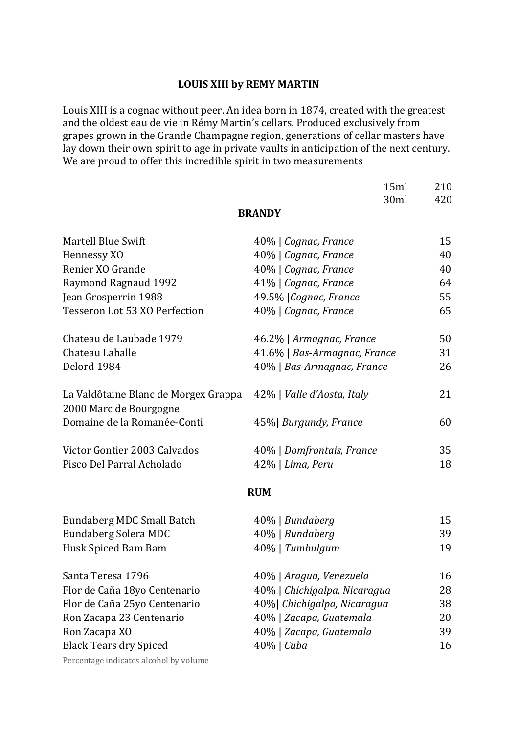## LOUIS XIII by REMY MARTIN

Louis XIII is a cognac without peer. An idea born in 1874, created with the greatest and the oldest eau de vie in Rémy Martin's cellars. Produced exclusively from grapes grown in the Grande Champagne region, generations of cellar masters have lay down their own spirit to age in private vaults in anticipation of the next century. We are proud to offer this incredible spirit in two measurements

| | |
|---|---|
| 15ml | 210 |
| 30ml | 420 |

## BRANDY

| | | |
|---|---|---|
| Martell Blue Swift | 40% \| *Cognac, France* | 15 |
| Hennessy XO | 40% \| *Cognac, France* | 40 |
| Renier XO Grande | 40% \| *Cognac, France* | 40 |
| Raymond Ragnaud 1992 | 41% \| *Cognac, France* | 64 |
| Jean Grosperrin 1988 | 49.5% \|*Cognac, France* | 55 |
| Tesseron Lot 53 XO Perfection | 40% \| *Cognac, France* | 65 |
| Chateau de Laubade 1979 | 46.2% \| *Armagnac, France* | 50 |
| Chateau Laballe | 41.6% \| *Bas-Armagnac, France* | 31 |
| Delord 1984 | 40% \| *Bas-Armagnac, France* | 26 |
| La Valdôtaine Blanc de Morgex Grappa | 42% \| *Valle d'Aosta, Italy* | 21 |
| 2000 Marc de Bourgogne Domaine de la Romanée-Conti | 45%\| *Burgundy, France* | 60 |
| Victor Gontier 2003 Calvados | 40% \| *Domfrontais, France* | 35 |
| Pisco Del Parral Acholado | 42% \| *Lima, Peru* | 18 |

## RUM

| | | |
|---|---|---|
| Bundaberg MDC Small Batch | 40% \| *Bundaberg* | 15 |
| Bundaberg Solera MDC | 40% \| *Bundaberg* | 39 |
| Husk Spiced Bam Bam | 40% \| *Tumbulgum* | 19 |
| Santa Teresa 1796 | 40% \| *Aragua, Venezuela* | 16 |
| Flor de Caña 18yo Centenario | 40% \| *Chichigalpa, Nicaragua* | 28 |
| Flor de Caña 25yo Centenario | 40%\| *Chichigalpa, Nicaragua* | 38 |
| Ron Zacapa 23 Centenario | 40% \| *Zacapa, Guatemala* | 20 |
| Ron Zacapa XO | 40% \| *Zacapa, Guatemala* | 39 |
| Black Tears dry Spiced | 40% \| *Cuba* | 16 |

Percentage indicates alcohol by volume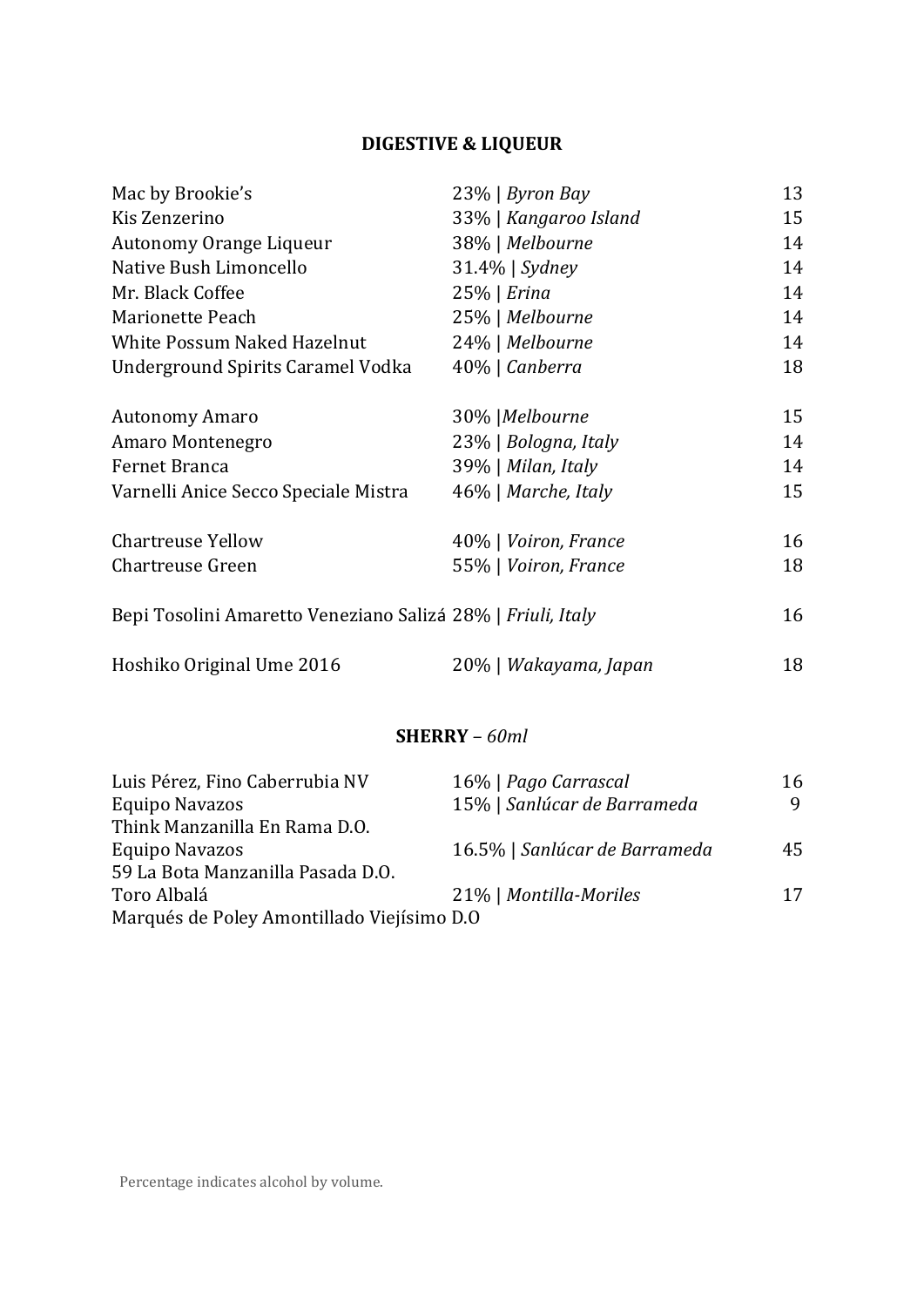## DIGESTIVE & LIQUEUR

| | | |
|---|---|---|
| Mac by Brookie's | 23% \| *Byron Bay* | 13 |
| Kis Zenzerino | 33% \| *Kangaroo Island* | 15 |
| Autonomy Orange Liqueur | 38% \| *Melbourne* | 14 |
| Native Bush Limoncello | 31.4% \| *Sydney* | 14 |
| Mr. Black Coffee | 25% \| *Erina* | 14 |
| Marionette Peach | 25% \| *Melbourne* | 14 |
| White Possum Naked Hazelnut | 24% \| *Melbourne* | 14 |
| Underground Spirits Caramel Vodka | 40% \| *Canberra* | 18 |
| | | |
| Autonomy Amaro | 30% \|*Melbourne* | 15 |
| Amaro Montenegro | 23% \| *Bologna, Italy* | 14 |
| Fernet Branca | 39% \| *Milan, Italy* | 14 |
| Varnelli Anice Secco Speciale Mistra | 46% \| *Marche, Italy* | 15 |
| | | |
| Chartreuse Yellow | 40% \| *Voiron, France* | 16 |
| Chartreuse Green | 55% \| *Voiron, France* | 18 |
| | | |
| Bepi Tosolini Amaretto Veneziano Salizá | 28% \| *Friuli, Italy* | 16 |
| | | |
| Hoshiko Original Ume 2016 | 20% \| *Wakayama, Japan* | 18 |

## SHERRY – *60ml*

| | | |
|---|---|---|
| Luis Pérez, Fino Caberrubia NV | 16% \| *Pago Carrascal* | 16 |
| Equipo Navazos<br>Think Manzanilla En Rama D.O. | 15% \| *Sanlúcar de Barrameda* | 9 |
| Equipo Navazos<br>59 La Bota Manzanilla Pasada D.O. | 16.5% \| *Sanlúcar de Barrameda* | 45 |
| Toro Albalá<br>Marqués de Poley Amontillado Viejísimo D.O | 21% \| *Montilla-Moriles* | 17 |

Percentage indicates alcohol by volume.